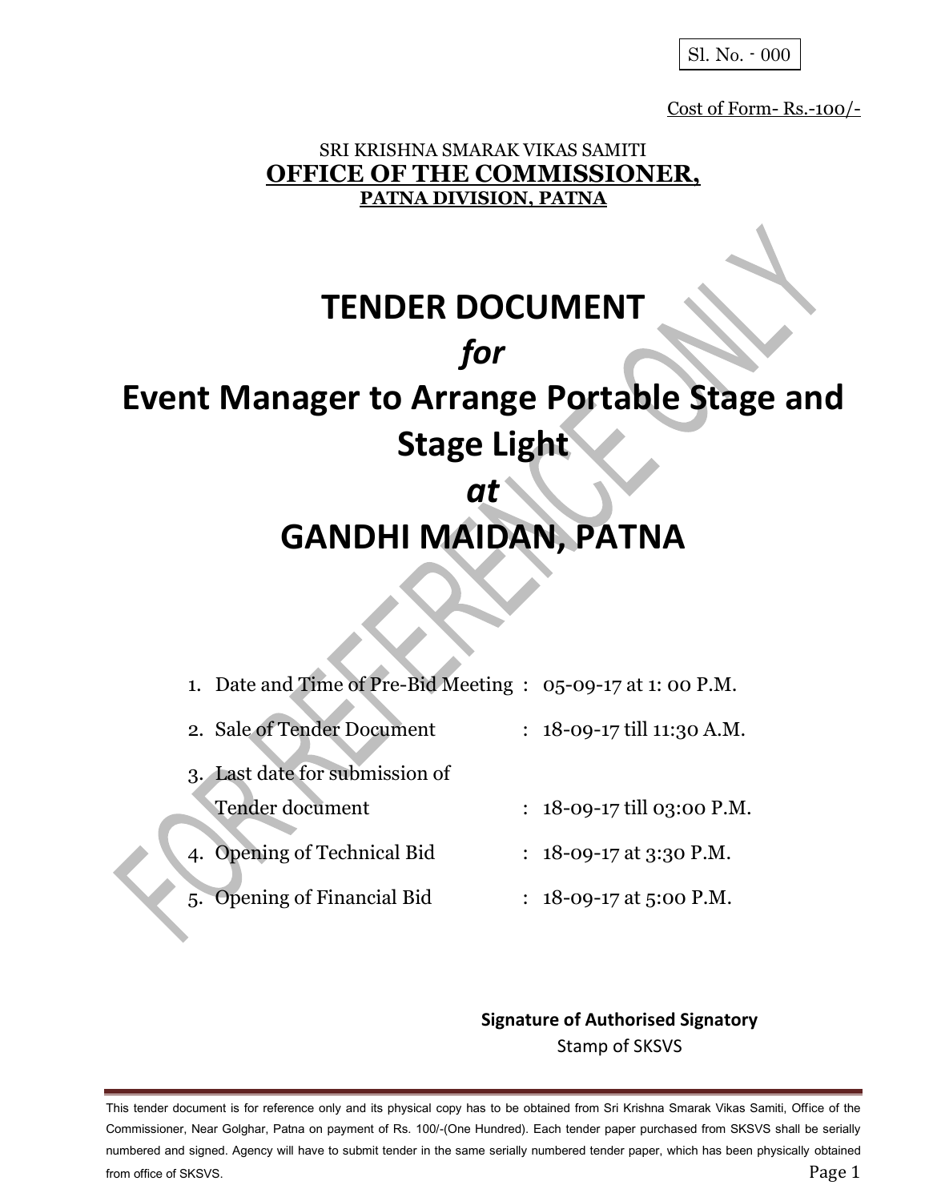Sl. No. - 000

Cost of Form- Rs.-100/-

SRI KRISHNA SMARAK VIKAS SAMITI

**OFFICE OF THE COMMISSIONER,**

**PATNA DIVISION, PATNA**

# TENDER DOCUMENT

# *for*

# Event Manager to Arrange Portable Stage and Stage Light

# *at*

# GANDHI MAIDAN, PATNA

1. Date and Time of Pre-Bid Meeting : 05-09-17 at 1: 00 P.M.
2. Sale of Tender Document : 18-09-17 till 11:30 A.M.
3. Last date for submission of Tender document : 18-09-17 till 03:00 P.M.
4. Opening of Technical Bid : 18-09-17 at 3:30 P.M.
5. Opening of Financial Bid : 18-09-17 at 5:00 P.M.

**Signature of Authorised Signatory**

Stamp of SKSVS

This tender document is for reference only and its physical copy has to be obtained from Sri Krishna Smarak Vikas Samiti, Office of the Commissioner, Near Golghar, Patna on payment of Rs. 100/-(One Hundred). Each tender paper purchased from SKSVS shall be serially numbered and signed. Agency will have to submit tender in the same serially numbered tender paper, which has been physically obtained from office of SKSVS.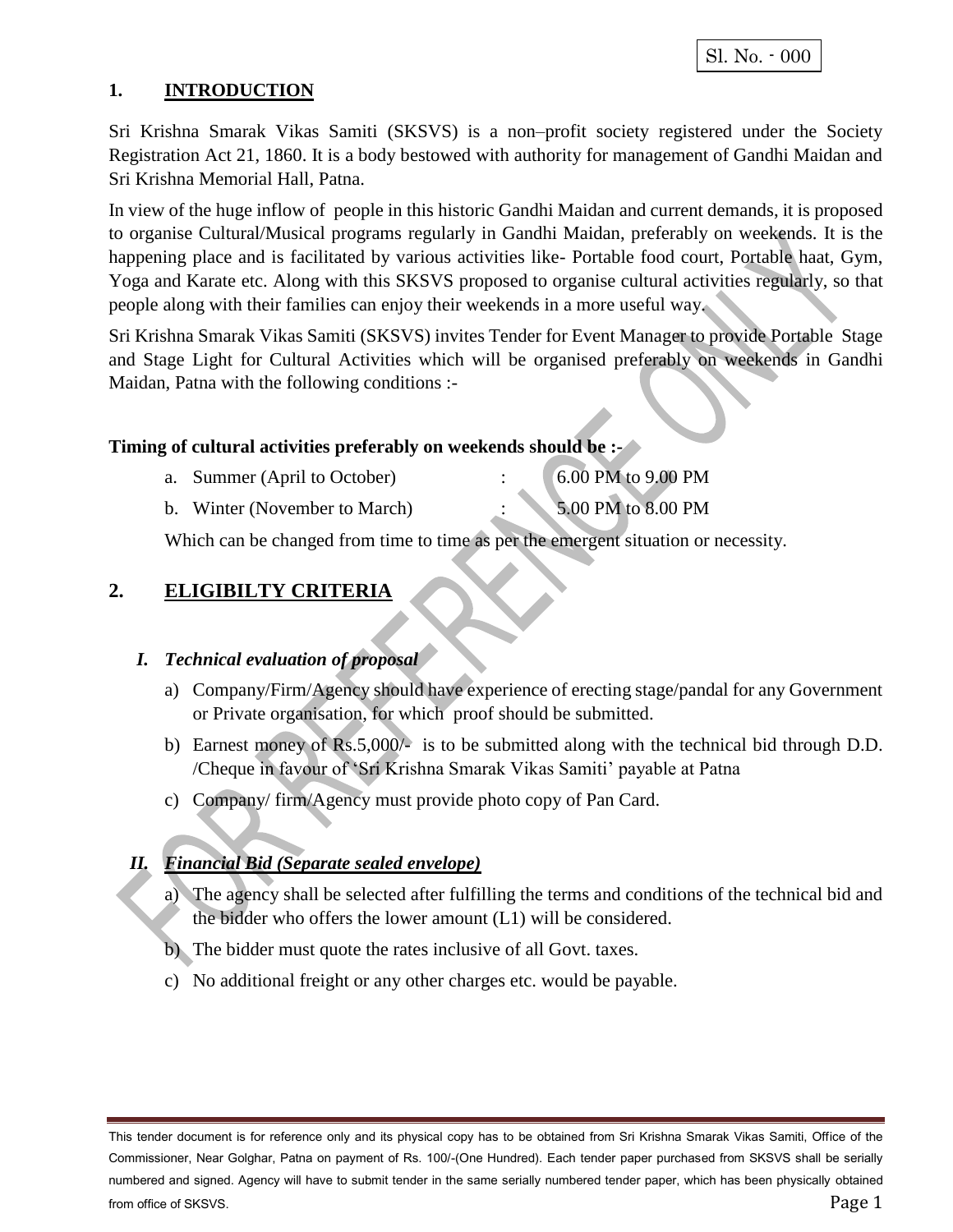Sl. No. - 000

## 1. INTRODUCTION

Sri Krishna Smarak Vikas Samiti (SKSVS) is a non–profit society registered under the Society Registration Act 21, 1860. It is a body bestowed with authority for management of Gandhi Maidan and Sri Krishna Memorial Hall, Patna.

In view of the huge inflow of people in this historic Gandhi Maidan and current demands, it is proposed to organise Cultural/Musical programs regularly in Gandhi Maidan, preferably on weekends. It is the happening place and is facilitated by various activities like- Portable food court, Portable haat, Gym, Yoga and Karate etc. Along with this SKSVS proposed to organise cultural activities regularly, so that people along with their families can enjoy their weekends in a more useful way.

Sri Krishna Smarak Vikas Samiti (SKSVS) invites Tender for Event Manager to provide Portable Stage and Stage Light for Cultural Activities which will be organised preferably on weekends in Gandhi Maidan, Patna with the following conditions :-

**Timing of cultural activities preferably on weekends should be :-**

a. Summer (April to October) : 6.00 PM to 9.00 PM

b. Winter (November to March) : 5.00 PM to 8.00 PM

Which can be changed from time to time as per the emergent situation or necessity.

## 2. ELIGIBILTY CRITERIA

### I. *Technical evaluation of proposal*

a) Company/Firm/Agency should have experience of erecting stage/pandal for any Government or Private organisation, for which proof should be submitted.

b) Earnest money of Rs.5,000/- is to be submitted along with the technical bid through D.D. /Cheque in favour of 'Sri Krishna Smarak Vikas Samiti' payable at Patna

c) Company/ firm/Agency must provide photo copy of Pan Card.

### II. *Financial Bid (Separate sealed envelope)*

a) The agency shall be selected after fulfilling the terms and conditions of the technical bid and the bidder who offers the lower amount (L1) will be considered.

b) The bidder must quote the rates inclusive of all Govt. taxes.

c) No additional freight or any other charges etc. would be payable.

This tender document is for reference only and its physical copy has to be obtained from Sri Krishna Smarak Vikas Samiti, Office of the Commissioner, Near Golghar, Patna on payment of Rs. 100/-(One Hundred). Each tender paper purchased from SKSVS shall be serially numbered and signed. Agency will have to submit tender in the same serially numbered tender paper, which has been physically obtained from office of SKSVS.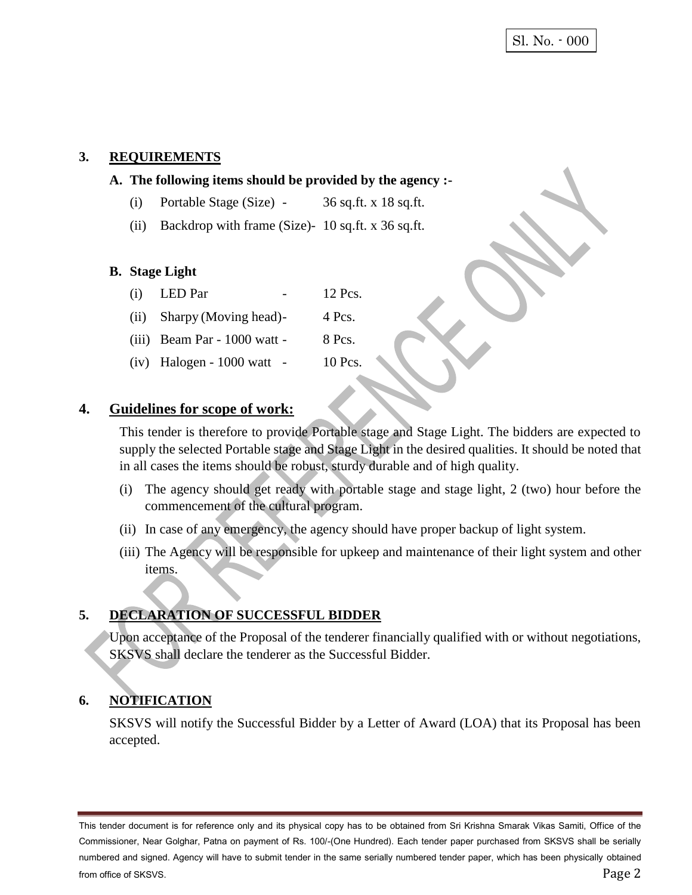Sl. No. - 000

## 3. REQUIREMENTS

**A. The following items should be provided by the agency :-**

(i) Portable Stage (Size) - 36 sq.ft. x 18 sq.ft.

(ii) Backdrop with frame (Size)- 10 sq.ft. x 36 sq.ft.

**B. Stage Light**

(i) LED Par - 12 Pcs.

(ii) Sharpy (Moving head)- 4 Pcs.

(iii) Beam Par - 1000 watt - 8 Pcs.

(iv) Halogen - 1000 watt - 10 Pcs.

## 4. Guidelines for scope of work:

This tender is therefore to provide Portable stage and Stage Light. The bidders are expected to supply the selected Portable stage and Stage Light in the desired qualities. It should be noted that in all cases the items should be robust, sturdy durable and of high quality.

(i) The agency should get ready with portable stage and stage light, 2 (two) hour before the commencement of the cultural program.

(ii) In case of any emergency, the agency should have proper backup of light system.

(iii) The Agency will be responsible for upkeep and maintenance of their light system and other items.

## 5. DECLARATION OF SUCCESSFUL BIDDER

Upon acceptance of the Proposal of the tenderer financially qualified with or without negotiations, SKSVS shall declare the tenderer as the Successful Bidder.

## 6. NOTIFICATION

SKSVS will notify the Successful Bidder by a Letter of Award (LOA) that its Proposal has been accepted.

This tender document is for reference only and its physical copy has to be obtained from Sri Krishna Smarak Vikas Samiti, Office of the Commissioner, Near Golghar, Patna on payment of Rs. 100/-(One Hundred). Each tender paper purchased from SKSVS shall be serially numbered and signed. Agency will have to submit tender in the same serially numbered tender paper, which has been physically obtained from office of SKSVS.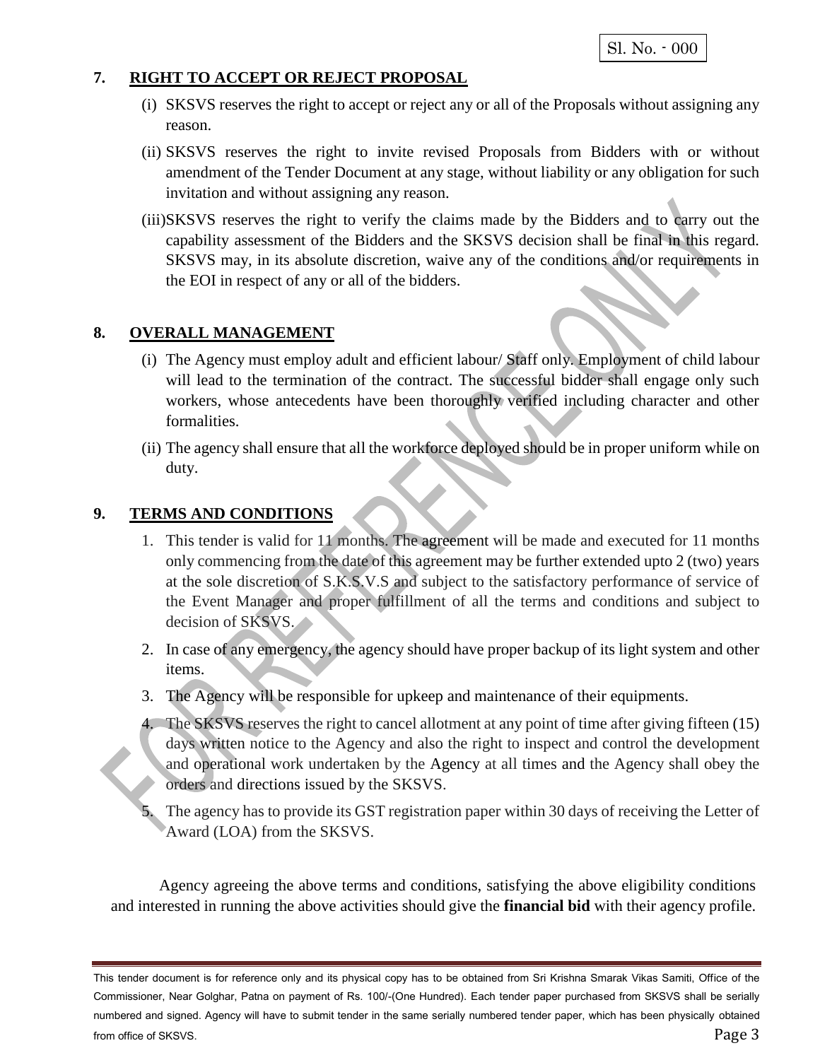Sl. No. - 000

## 7. RIGHT TO ACCEPT OR REJECT PROPOSAL

(i) SKSVS reserves the right to accept or reject any or all of the Proposals without assigning any reason.

(ii) SKSVS reserves the right to invite revised Proposals from Bidders with or without amendment of the Tender Document at any stage, without liability or any obligation for such invitation and without assigning any reason.

(iii) SKSVS reserves the right to verify the claims made by the Bidders and to carry out the capability assessment of the Bidders and the SKSVS decision shall be final in this regard. SKSVS may, in its absolute discretion, waive any of the conditions and/or requirements in the EOI in respect of any or all of the bidders.

## 8. OVERALL MANAGEMENT

(i) The Agency must employ adult and efficient labour/ Staff only. Employment of child labour will lead to the termination of the contract. The successful bidder shall engage only such workers, whose antecedents have been thoroughly verified including character and other formalities.

(ii) The agency shall ensure that all the workforce deployed should be in proper uniform while on duty.

## 9. TERMS AND CONDITIONS

1. This tender is valid for 11 months. The agreement will be made and executed for 11 months only commencing from the date of this agreement may be further extended upto 2 (two) years at the sole discretion of S.K.S.V.S and subject to the satisfactory performance of service of the Event Manager and proper fulfillment of all the terms and conditions and subject to decision of SKSVS.
2. In case of any emergency, the agency should have proper backup of its light system and other items.
3. The Agency will be responsible for upkeep and maintenance of their equipments.
4. The SKSVS reserves the right to cancel allotment at any point of time after giving fifteen (15) days written notice to the Agency and also the right to inspect and control the development and operational work undertaken by the Agency at all times and the Agency shall obey the orders and directions issued by the SKSVS.
5. The agency has to provide its GST registration paper within 30 days of receiving the Letter of Award (LOA) from the SKSVS.

Agency agreeing the above terms and conditions, satisfying the above eligibility conditions and interested in running the above activities should give the **financial bid** with their agency profile.

This tender document is for reference only and its physical copy has to be obtained from Sri Krishna Smarak Vikas Samiti, Office of the Commissioner, Near Golghar, Patna on payment of Rs. 100/-(One Hundred). Each tender paper purchased from SKSVS shall be serially numbered and signed. Agency will have to submit tender in the same serially numbered tender paper, which has been physically obtained from office of SKSVS.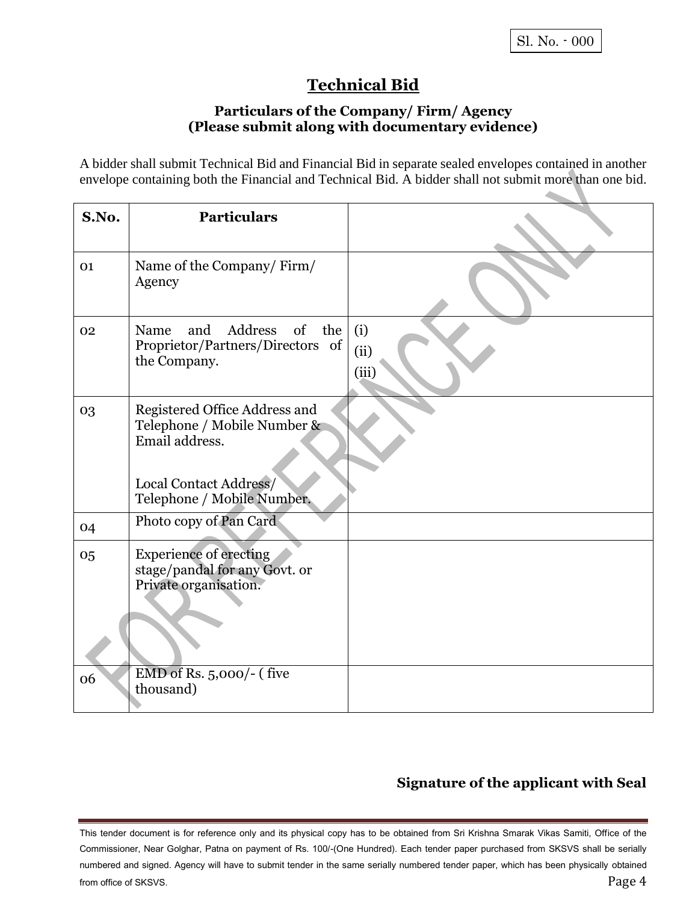Sl. No. - 000

# Technical Bid

### Particulars of the Company/ Firm/ Agency
### (Please submit along with documentary evidence)

A bidder shall submit Technical Bid and Financial Bid in separate sealed envelopes contained in another envelope containing both the Financial and Technical Bid. A bidder shall not submit more than one bid.

| S.No. | Particulars | |
|---|---|---|
| 01 | Name of the Company/ Firm/ Agency | |
| 02 | Name and Address of the Proprietor/Partners/Directors of the Company. | (i)<br>(ii)<br>(iii) |
| 03 | Registered Office Address and Telephone / Mobile Number & Email address.<br><br>Local Contact Address/ Telephone / Mobile Number. | |
| 04 | Photo copy of Pan Card | |
| 05 | Experience of erecting stage/pandal for any Govt. or Private organisation. | |
| 06 | EMD of Rs. 5,000/- ( five thousand) | |

**Signature of the applicant with Seal**

This tender document is for reference only and its physical copy has to be obtained from Sri Krishna Smarak Vikas Samiti, Office of the Commissioner, Near Golghar, Patna on payment of Rs. 100/-(One Hundred). Each tender paper purchased from SKSVS shall be serially numbered and signed. Agency will have to submit tender in the same serially numbered tender paper, which has been physically obtained from office of SKSVS.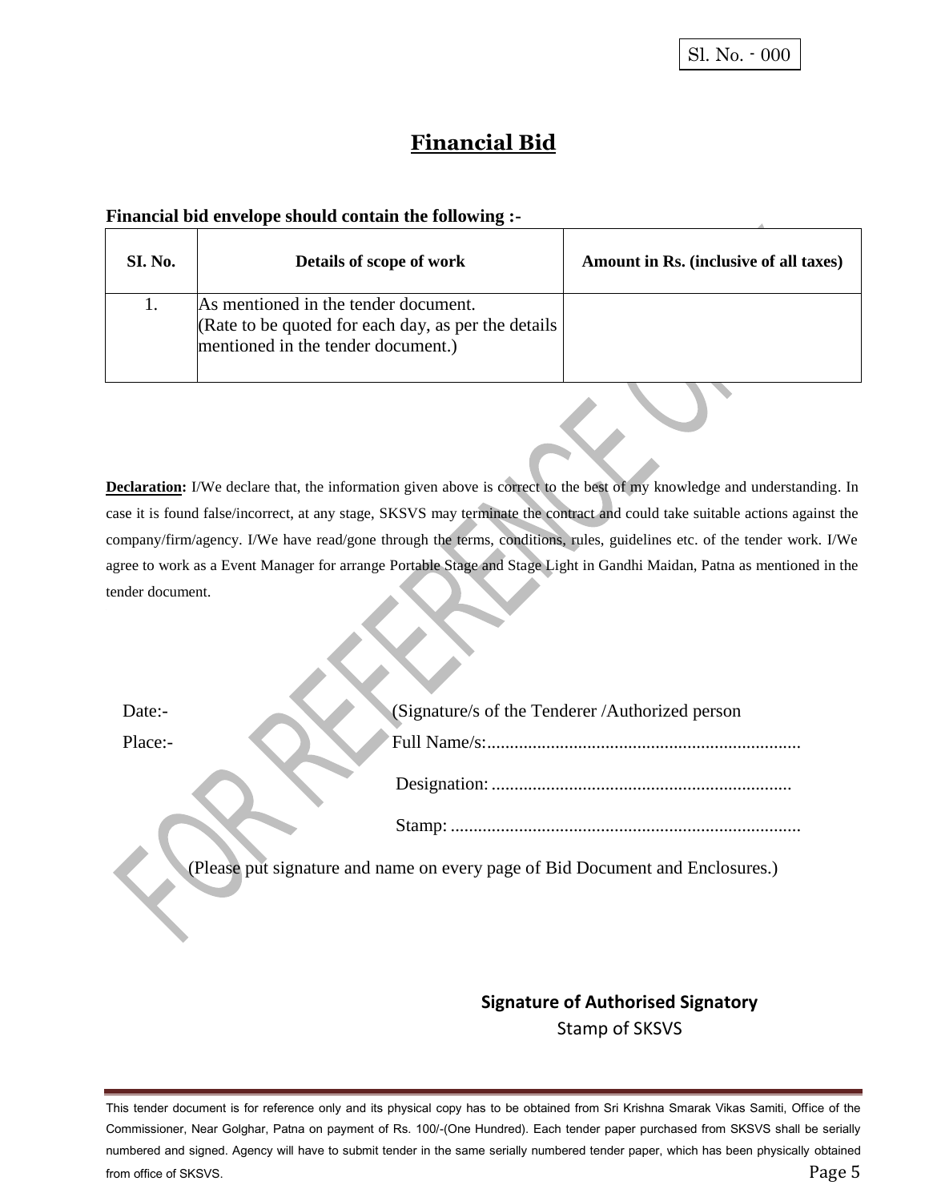Sl. No. - 000

# Financial Bid

**Financial bid envelope should contain the following :-**

| SI. No. | Details of scope of work | Amount in Rs. (inclusive of all taxes) |
|---|---|---|
| 1. | As mentioned in the tender document. (Rate to be quoted for each day, as per the details mentioned in the tender document.) | |

**Declaration:** I/We declare that, the information given above is correct to the best of my knowledge and understanding. In case it is found false/incorrect, at any stage, SKSVS may terminate the contract and could take suitable actions against the company/firm/agency. I/We have read/gone through the terms, conditions, rules, guidelines etc. of the tender work. I/We agree to work as a Event Manager for arrange Portable Stage and Stage Light in Gandhi Maidan, Patna as mentioned in the tender document.

Date:- (Signature/s of the Tenderer /Authorized person

Place:- Full Name/s:....................................................................

Designation: .................................................................

Stamp: ............................................................................

(Please put signature and name on every page of Bid Document and Enclosures.)

**Signature of Authorised Signatory**

Stamp of SKSVS

This tender document is for reference only and its physical copy has to be obtained from Sri Krishna Smarak Vikas Samiti, Office of the Commissioner, Near Golghar, Patna on payment of Rs. 100/-(One Hundred). Each tender paper purchased from SKSVS shall be serially numbered and signed. Agency will have to submit tender in the same serially numbered tender paper, which has been physically obtained from office of SKSVS.